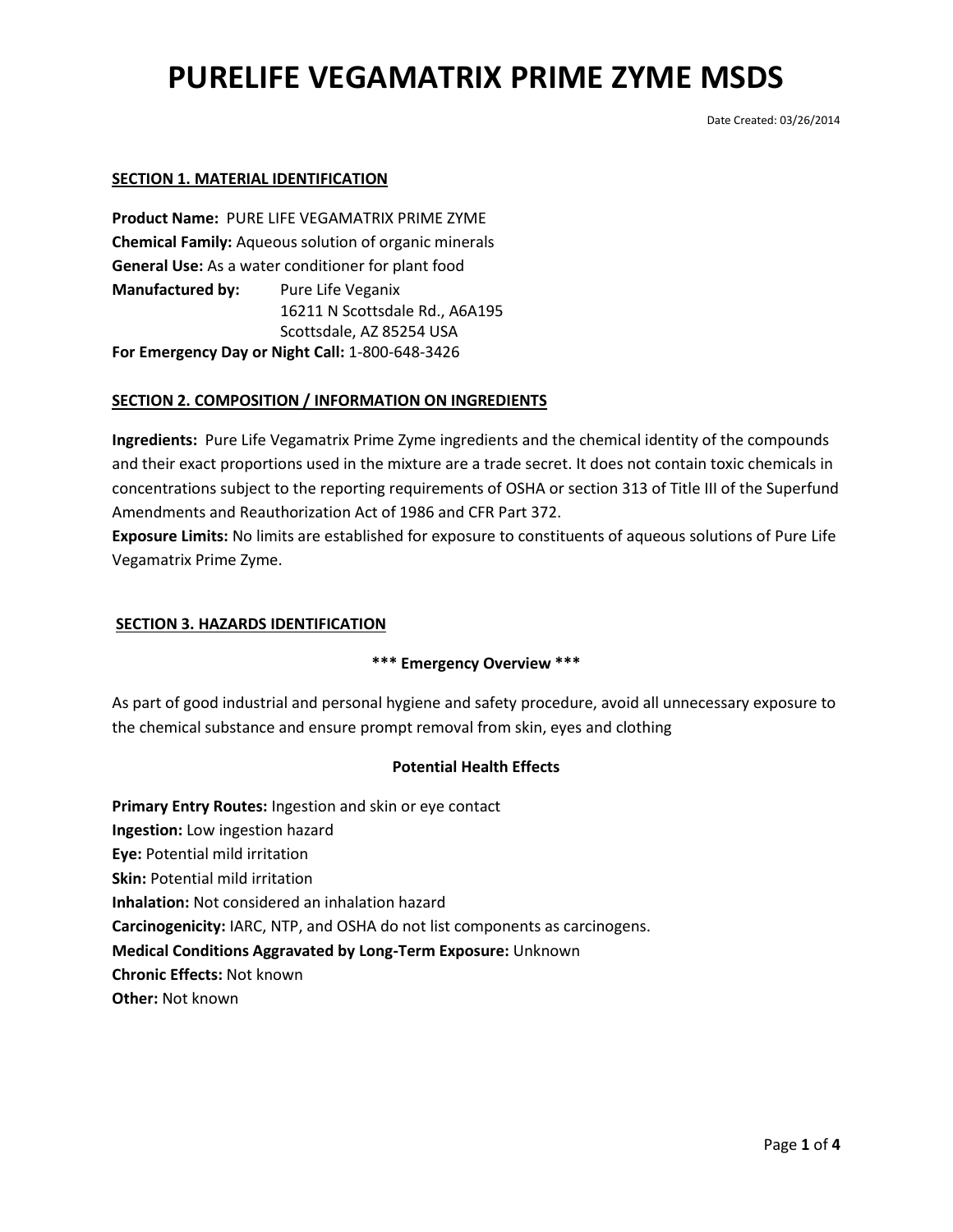# PURELIFE VEGAMATRIX PRIME ZYME MSDS

Date Created: 03/26/2014

## SECTION 1. MATERIAL IDENTIFICATION

**Product Name:** PURE LIFE VEGAMATRIX PRIME ZYME
**Chemical Family:** Aqueous solution of organic minerals
**General Use:** As a water conditioner for plant food
**Manufactured by:** Pure Life Veganix
16211 N Scottsdale Rd., A6A195
Scottsdale, AZ 85254 USA
**For Emergency Day or Night Call:** 1-800-648-3426

## SECTION 2. COMPOSITION / INFORMATION ON INGREDIENTS

**Ingredients:** Pure Life Vegamatrix Prime Zyme ingredients and the chemical identity of the compounds and their exact proportions used in the mixture are a trade secret. It does not contain toxic chemicals in concentrations subject to the reporting requirements of OSHA or section 313 of Title III of the Superfund Amendments and Reauthorization Act of 1986 and CFR Part 372.
**Exposure Limits:** No limits are established for exposure to constituents of aqueous solutions of Pure Life Vegamatrix Prime Zyme.

## SECTION 3. HAZARDS IDENTIFICATION

**\*\*\* Emergency Overview \*\*\***

As part of good industrial and personal hygiene and safety procedure, avoid all unnecessary exposure to the chemical substance and ensure prompt removal from skin, eyes and clothing

**Potential Health Effects**

**Primary Entry Routes:** Ingestion and skin or eye contact
**Ingestion:** Low ingestion hazard
**Eye:** Potential mild irritation
**Skin:** Potential mild irritation
**Inhalation:** Not considered an inhalation hazard
**Carcinogenicity:** IARC, NTP, and OSHA do not list components as carcinogens.
**Medical Conditions Aggravated by Long-Term Exposure:** Unknown
**Chronic Effects:** Not known
**Other:** Not known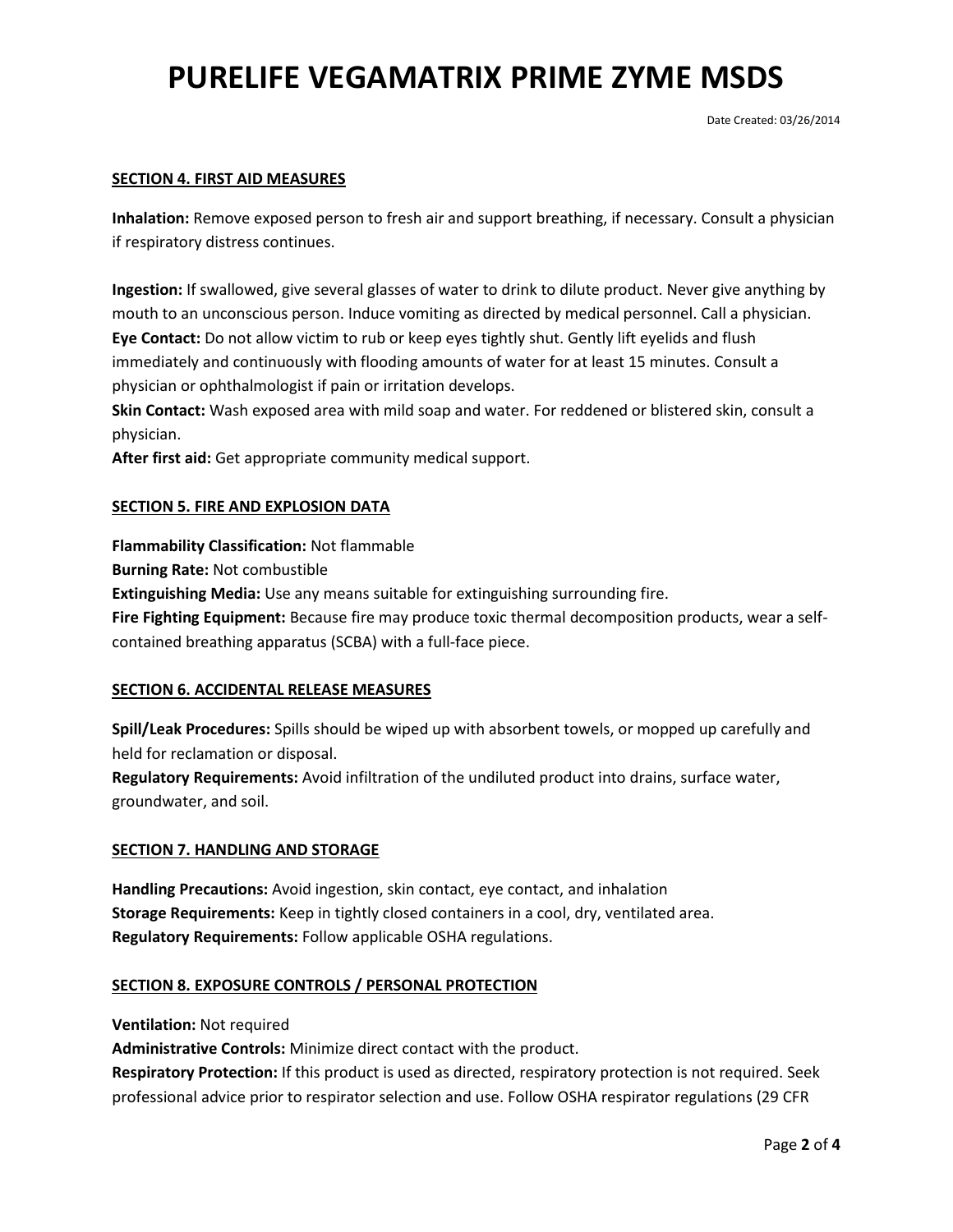# PURELIFE VEGAMATRIX PRIME ZYME MSDS

Date Created: 03/26/2014

## SECTION 4. FIRST AID MEASURES

**Inhalation:** Remove exposed person to fresh air and support breathing, if necessary. Consult a physician if respiratory distress continues.

**Ingestion:** If swallowed, give several glasses of water to drink to dilute product. Never give anything by mouth to an unconscious person. Induce vomiting as directed by medical personnel. Call a physician.
**Eye Contact:** Do not allow victim to rub or keep eyes tightly shut. Gently lift eyelids and flush immediately and continuously with flooding amounts of water for at least 15 minutes. Consult a physician or ophthalmologist if pain or irritation develops.
**Skin Contact:** Wash exposed area with mild soap and water. For reddened or blistered skin, consult a physician.
**After first aid:** Get appropriate community medical support.

## SECTION 5. FIRE AND EXPLOSION DATA

**Flammability Classification:** Not flammable
**Burning Rate:** Not combustible
**Extinguishing Media:** Use any means suitable for extinguishing surrounding fire.
**Fire Fighting Equipment:** Because fire may produce toxic thermal decomposition products, wear a self-contained breathing apparatus (SCBA) with a full-face piece.

## SECTION 6. ACCIDENTAL RELEASE MEASURES

**Spill/Leak Procedures:** Spills should be wiped up with absorbent towels, or mopped up carefully and held for reclamation or disposal.
**Regulatory Requirements:** Avoid infiltration of the undiluted product into drains, surface water, groundwater, and soil.

## SECTION 7. HANDLING AND STORAGE

**Handling Precautions:** Avoid ingestion, skin contact, eye contact, and inhalation
**Storage Requirements:** Keep in tightly closed containers in a cool, dry, ventilated area.
**Regulatory Requirements:** Follow applicable OSHA regulations.

## SECTION 8. EXPOSURE CONTROLS / PERSONAL PROTECTION

**Ventilation:** Not required
**Administrative Controls:** Minimize direct contact with the product.
**Respiratory Protection:** If this product is used as directed, respiratory protection is not required. Seek professional advice prior to respirator selection and use. Follow OSHA respirator regulations (29 CFR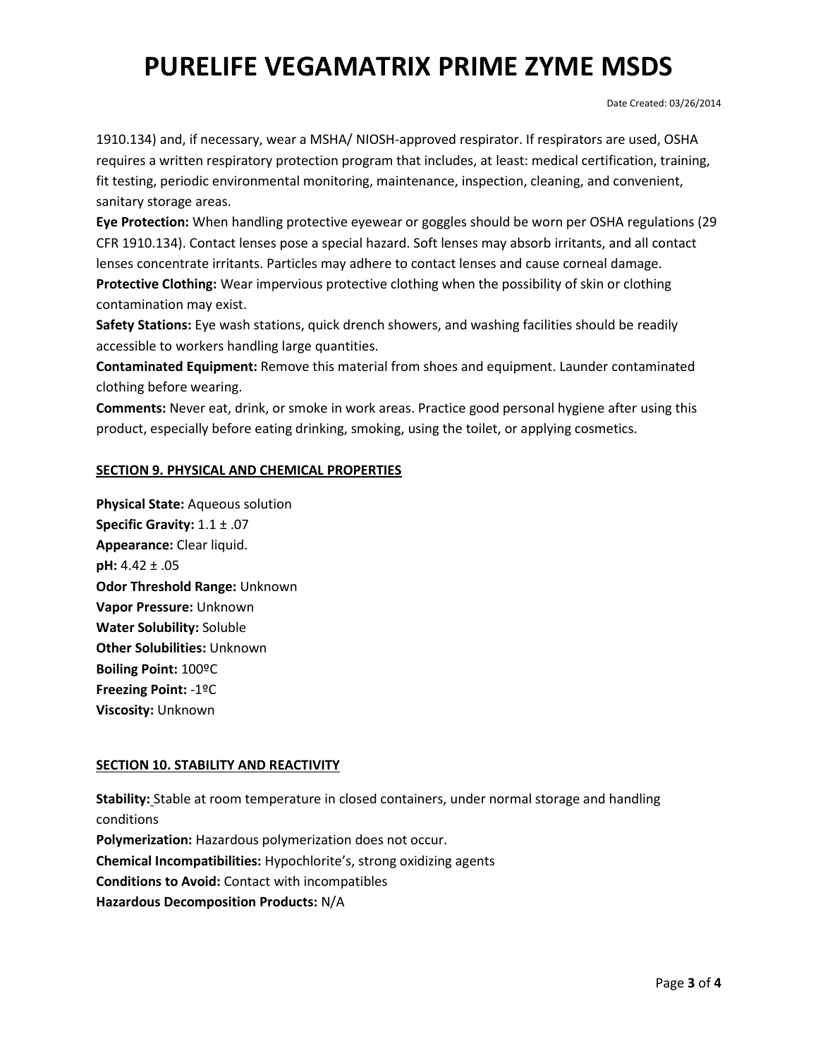1910.134) and, if necessary, wear a MSHA/ NIOSH-approved respirator. If respirators are used, OSHA requires a written respiratory protection program that includes, at least: medical certification, training, fit testing, periodic environmental monitoring, maintenance, inspection, cleaning, and convenient, sanitary storage areas.

**Eye Protection:** When handling protective eyewear or goggles should be worn per OSHA regulations (29 CFR 1910.134). Contact lenses pose a special hazard. Soft lenses may absorb irritants, and all contact lenses concentrate irritants. Particles may adhere to contact lenses and cause corneal damage.

**Protective Clothing:** Wear impervious protective clothing when the possibility of skin or clothing contamination may exist.

**Safety Stations:** Eye wash stations, quick drench showers, and washing facilities should be readily accessible to workers handling large quantities.

**Contaminated Equipment:** Remove this material from shoes and equipment. Launder contaminated clothing before wearing.

**Comments:** Never eat, drink, or smoke in work areas. Practice good personal hygiene after using this product, especially before eating drinking, smoking, using the toilet, or applying cosmetics.

## SECTION 9. PHYSICAL AND CHEMICAL PROPERTIES

**Physical State:** Aqueous solution
**Specific Gravity:** 1.1 ± .07
**Appearance:** Clear liquid.
**pH:** 4.42 ± .05
**Odor Threshold Range:** Unknown
**Vapor Pressure:** Unknown
**Water Solubility:** Soluble
**Other Solubilities:** Unknown
**Boiling Point:** 100ºC
**Freezing Point:** -1ºC
**Viscosity:** Unknown

## SECTION 10. STABILITY AND REACTIVITY

**Stability:** Stable at room temperature in closed containers, under normal storage and handling conditions
**Polymerization:** Hazardous polymerization does not occur.
**Chemical Incompatibilities:** Hypochlorite's, strong oxidizing agents
**Conditions to Avoid:** Contact with incompatibles
**Hazardous Decomposition Products:** N/A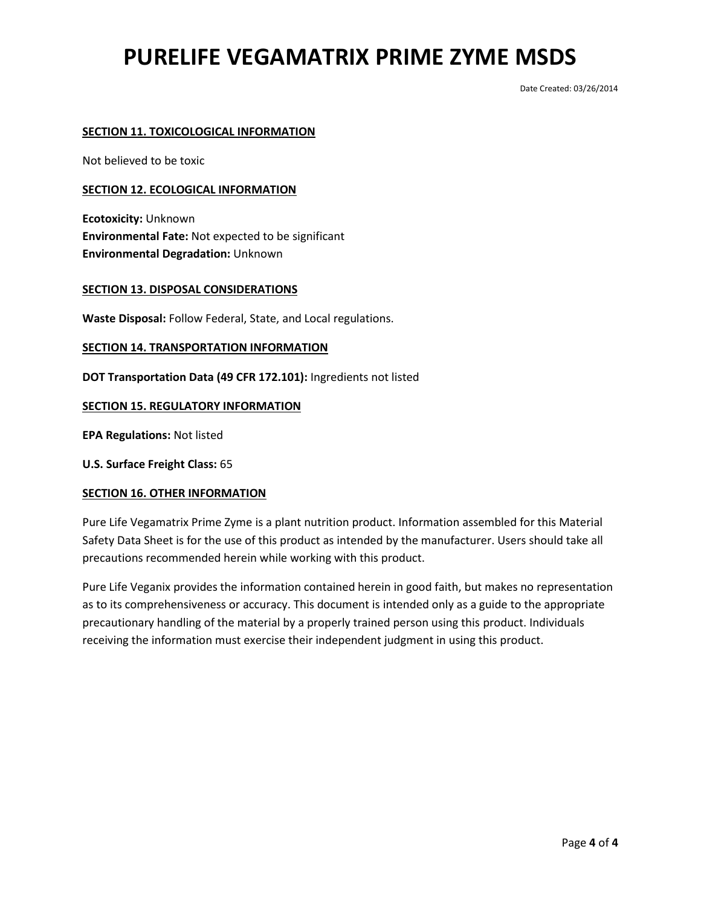# PURELIFE VEGAMATRIX PRIME ZYME MSDS

Date Created: 03/26/2014

## SECTION 11. TOXICOLOGICAL INFORMATION

Not believed to be toxic

## SECTION 12. ECOLOGICAL INFORMATION

**Ecotoxicity:** Unknown
**Environmental Fate:** Not expected to be significant
**Environmental Degradation:** Unknown

## SECTION 13. DISPOSAL CONSIDERATIONS

**Waste Disposal:** Follow Federal, State, and Local regulations.

## SECTION 14. TRANSPORTATION INFORMATION

**DOT Transportation Data (49 CFR 172.101):** Ingredients not listed

## SECTION 15. REGULATORY INFORMATION

**EPA Regulations:** Not listed

**U.S. Surface Freight Class:** 65

## SECTION 16. OTHER INFORMATION

Pure Life Vegamatrix Prime Zyme is a plant nutrition product. Information assembled for this Material Safety Data Sheet is for the use of this product as intended by the manufacturer. Users should take all precautions recommended herein while working with this product.

Pure Life Veganix provides the information contained herein in good faith, but makes no representation as to its comprehensiveness or accuracy. This document is intended only as a guide to the appropriate precautionary handling of the material by a properly trained person using this product. Individuals receiving the information must exercise their independent judgment in using this product.